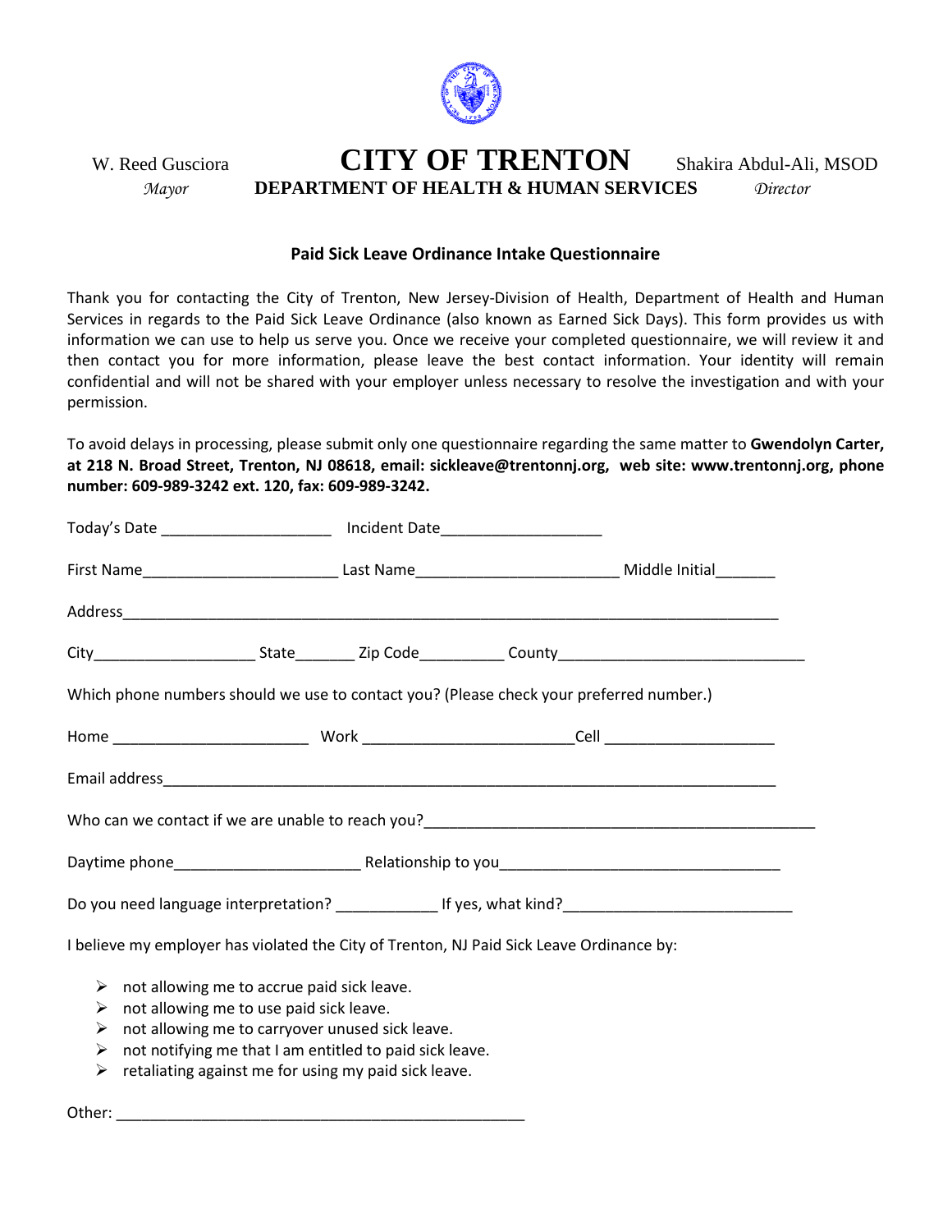W. Reed Gusciora
*Mayor*

# CITY OF TRENTON

## DEPARTMENT OF HEALTH & HUMAN SERVICES

Shakira Abdul-Ali, MSOD
*Director*

### Paid Sick Leave Ordinance Intake Questionnaire

Thank you for contacting the City of Trenton, New Jersey-Division of Health, Department of Health and Human Services in regards to the Paid Sick Leave Ordinance (also known as Earned Sick Days). This form provides us with information we can use to help us serve you. Once we receive your completed questionnaire, we will review it and then contact you for more information, please leave the best contact information. Your identity will remain confidential and will not be shared with your employer unless necessary to resolve the investigation and with your permission.

To avoid delays in processing, please submit only one questionnaire regarding the same matter to **Gwendolyn Carter, at 218 N. Broad Street, Trenton, NJ 08618, email: sickleave@trentonnj.org, web site: www.trentonnj.org, phone number: 609-989-3242 ext. 120, fax: 609-989-3242.**

Today's Date ____________________ Incident Date___________________

First Name_______________________ Last Name________________________ Middle Initial_______

Address_____________________________________________________________________________

City___________________ State_______ Zip Code__________ County____________________________

Which phone numbers should we use to contact you? (Please check your preferred number.)

Home _______________________ Work ________________________Cell ____________________

Email address_________________________________________________________________________

Who can we contact if we are unable to reach you?_______________________________________________

Daytime phone______________________ Relationship to you________________________________

Do you need language interpretation? ____________ If yes, what kind?___________________________

I believe my employer has violated the City of Trenton, NJ Paid Sick Leave Ordinance by:

- not allowing me to accrue paid sick leave.
- not allowing me to use paid sick leave.
- not allowing me to carryover unused sick leave.
- not notifying me that I am entitled to paid sick leave.
- retaliating against me for using my paid sick leave.

Other: ________________________________________________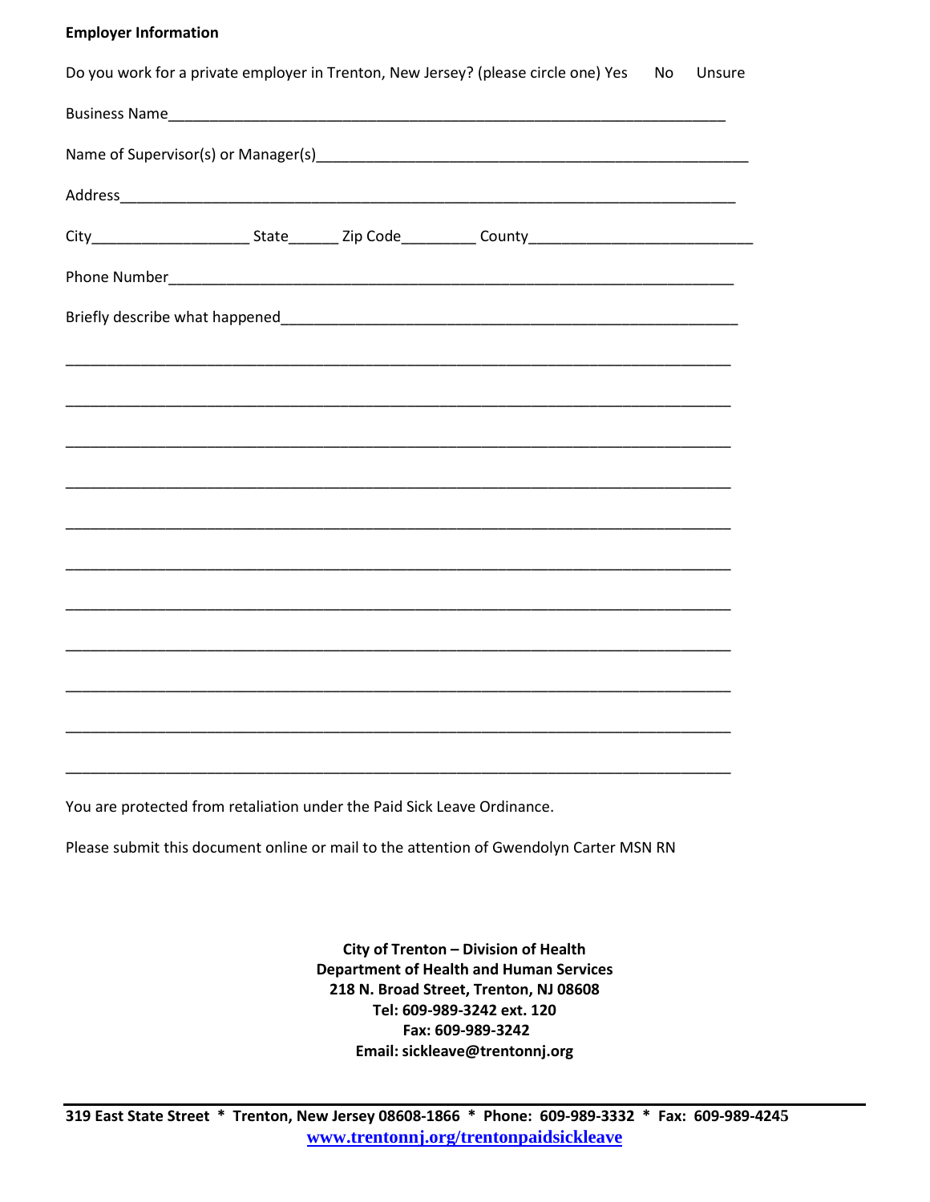**Employer Information**

Do you work for a private employer in Trenton, New Jersey? (please circle one) Yes No Unsure

Business Name_____________________________________________________________________

Name of Supervisor(s) or Manager(s)_____________________________________________________

Address___________________________________________________________________________

City____________________ State______ Zip Code_________ County___________________________

Phone Number______________________________________________________________________

Briefly describe what happened_________________________________________________________

___________________________________________________________________________________

___________________________________________________________________________________

___________________________________________________________________________________

___________________________________________________________________________________

___________________________________________________________________________________

___________________________________________________________________________________

___________________________________________________________________________________

___________________________________________________________________________________

___________________________________________________________________________________

___________________________________________________________________________________

___________________________________________________________________________________

You are protected from retaliation under the Paid Sick Leave Ordinance.

Please submit this document online or mail to the attention of Gwendolyn Carter MSN RN

**City of Trenton – Division of Health**
**Department of Health and Human Services**
**218 N. Broad Street, Trenton, NJ 08608**
**Tel: 609-989-3242 ext. 120**
**Fax: 609-989-3242**
**Email: sickleave@trentonnj.org**

**319 East State Street * Trenton, New Jersey 08608-1866 * Phone: 609-989-3332 * Fax: 609-989-4245**
**www.trentonnj.org/trentonpaidsickleave**